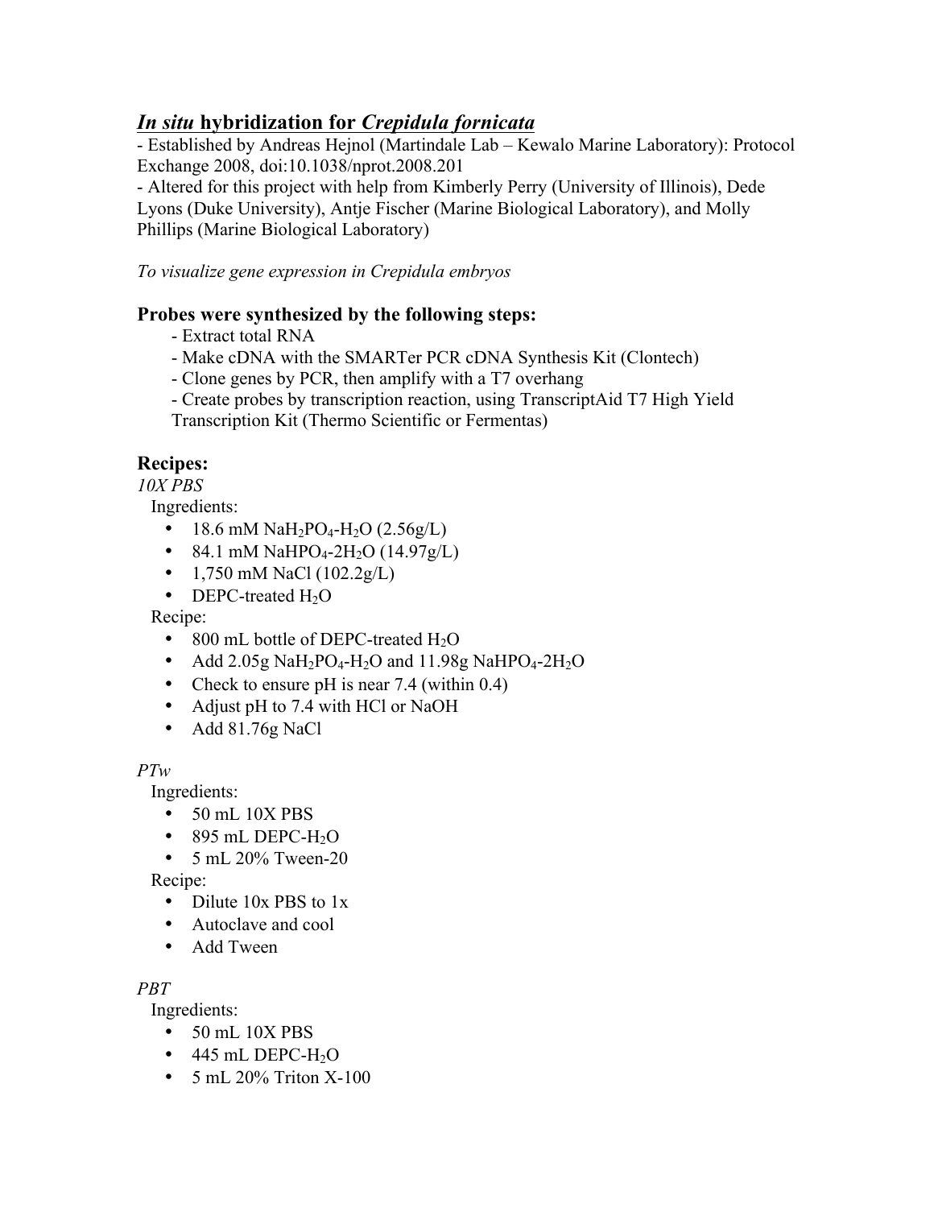# *In situ* hybridization for *Crepidula fornicata*

- Established by Andreas Hejnol (Martindale Lab – Kewalo Marine Laboratory): Protocol Exchange 2008, doi:10.1038/nprot.2008.201
- Altered for this project with help from Kimberly Perry (University of Illinois), Dede Lyons (Duke University), Antje Fischer (Marine Biological Laboratory), and Molly Phillips (Marine Biological Laboratory)

*To visualize gene expression in Crepidula embryos*

## Probes were synthesized by the following steps:

- Extract total RNA
- Make cDNA with the SMARTer PCR cDNA Synthesis Kit (Clontech)
- Clone genes by PCR, then amplify with a T7 overhang
- Create probes by transcription reaction, using TranscriptAid T7 High Yield Transcription Kit (Thermo Scientific or Fermentas)

## Recipes:

*10X PBS*

Ingredients:

- 18.6 mM $NaH_2PO_4$-$H_2O$ (2.56g/L)
- 84.1 mM $NaHPO_4$-$2H_2O$ (14.97g/L)
- 1,750 mM NaCl (102.2g/L)
- DEPC-treated $H_2O$

Recipe:

- 800 mL bottle of DEPC-treated $H_2O$
- Add 2.05g $NaH_2PO_4$-$H_2O$ and 11.98g $NaHPO_4$-$2H_2O$
- Check to ensure pH is near 7.4 (within 0.4)
- Adjust pH to 7.4 with HCl or NaOH
- Add 81.76g NaCl

*PTw*

Ingredients:

- 50 mL 10X PBS
- 895 mL DEPC-$H_2O$
- 5 mL 20% Tween-20

Recipe:

- Dilute 10x PBS to 1x
- Autoclave and cool
- Add Tween

*PBT*

Ingredients:

- 50 mL 10X PBS
- 445 mL DEPC-$H_2O$
- 5 mL 20% Triton X-100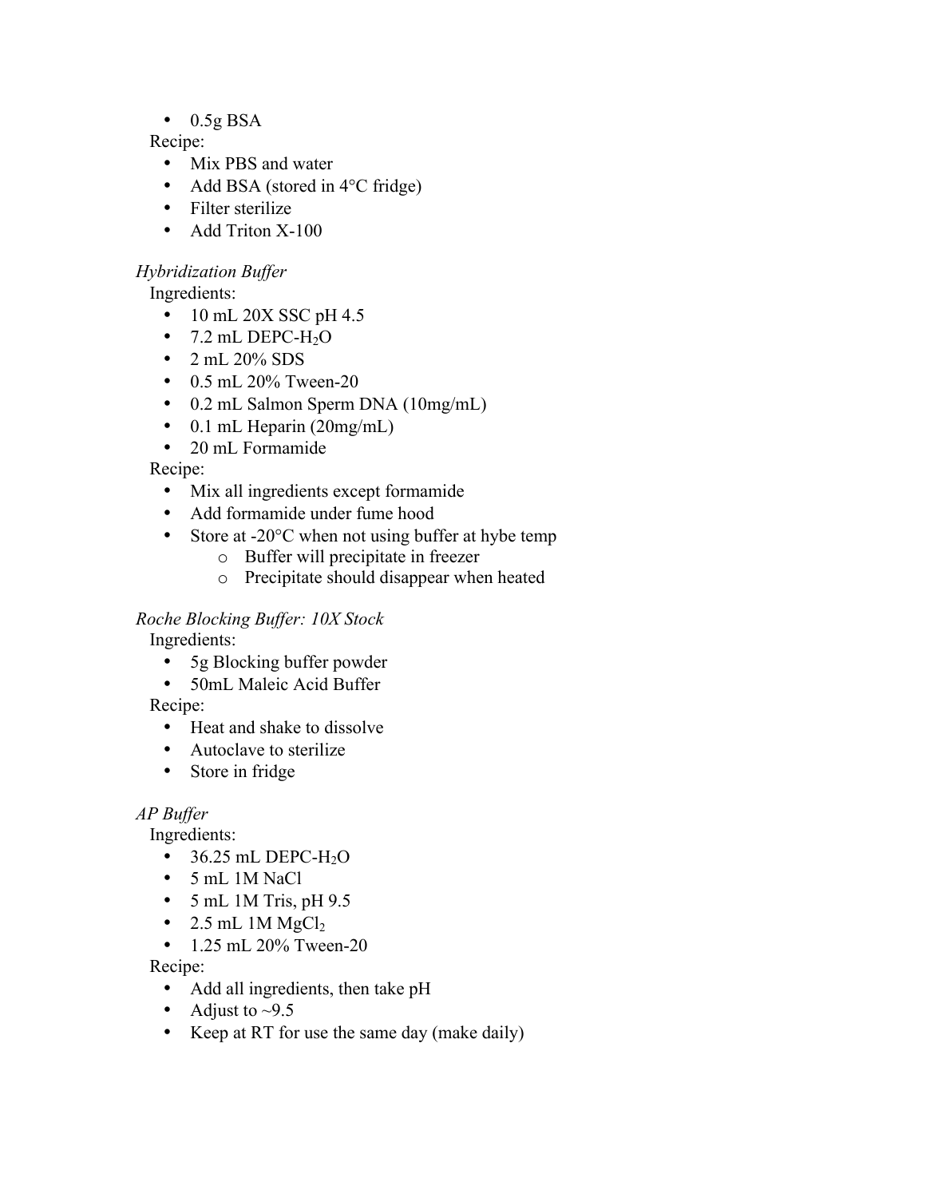- 0.5g BSA

Recipe:

- Mix PBS and water
- Add BSA (stored in 4°C fridge)
- Filter sterilize
- Add Triton X-100

*Hybridization Buffer*

Ingredients:

- 10 mL 20X SSC pH 4.5
- 7.2 mL DEPC-$H_2O$
- 2 mL 20% SDS
- 0.5 mL 20% Tween-20
- 0.2 mL Salmon Sperm DNA (10mg/mL)
- 0.1 mL Heparin (20mg/mL)
- 20 mL Formamide

Recipe:

- Mix all ingredients except formamide
- Add formamide under fume hood
- Store at -20°C when not using buffer at hybe temp
    - Buffer will precipitate in freezer
    - Precipitate should disappear when heated

*Roche Blocking Buffer: 10X Stock*

Ingredients:

- 5g Blocking buffer powder
- 50mL Maleic Acid Buffer

Recipe:

- Heat and shake to dissolve
- Autoclave to sterilize
- Store in fridge

*AP Buffer*

Ingredients:

- 36.25 mL DEPC-$H_2O$
- 5 mL 1M NaCl
- 5 mL 1M Tris, pH 9.5
- 2.5 mL 1M $MgCl_2$
- 1.25 mL 20% Tween-20

Recipe:

- Add all ingredients, then take pH
- Adjust to ~9.5
- Keep at RT for use the same day (make daily)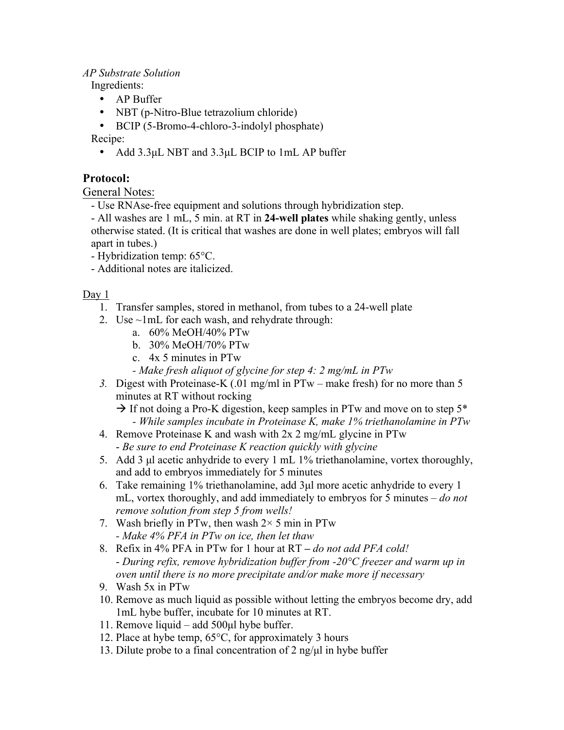*AP Substrate Solution*

Ingredients:

- AP Buffer
- NBT (p-Nitro-Blue tetrazolium chloride)
- BCIP (5-Bromo-4-chloro-3-indolyl phosphate)

Recipe:

- Add 3.3μL NBT and 3.3μL BCIP to 1mL AP buffer

## Protocol:

General Notes:

- Use RNAse-free equipment and solutions through hybridization step.
- All washes are 1 mL, 5 min. at RT in **24-well plates** while shaking gently, unless otherwise stated. (It is critical that washes are done in well plates; embryos will fall apart in tubes.)
- Hybridization temp: 65°C.
- Additional notes are italicized.

Day 1

1. Transfer samples, stored in methanol, from tubes to a 24-well plate
2. Use ~1mL for each wash, and rehydrate through:
    a. 60% MeOH/40% PTw
    b. 30% MeOH/70% PTw
    c. 4x 5 minutes in PTw
    *- Make fresh aliquot of glycine for step 4: 2 mg/mL in PTw*
3. Digest with Proteinase-K (.01 mg/ml in PTw – make fresh) for no more than 5 minutes at RT without rocking
    → If not doing a Pro-K digestion, keep samples in PTw and move on to step 5*
    *- While samples incubate in Proteinase K, make 1% triethanolamine in PTw*
4. Remove Proteinase K and wash with 2x 2 mg/mL glycine in PTw
    *- Be sure to end Proteinase K reaction quickly with glycine*
5. Add 3 μl acetic anhydride to every 1 mL 1% triethanolamine, vortex thoroughly, and add to embryos immediately for 5 minutes
6. Take remaining 1% triethanolamine, add 3μl more acetic anhydride to every 1 mL, vortex thoroughly, and add immediately to embryos for 5 minutes – *do not remove solution from step 5 from wells!*
7. Wash briefly in PTw, then wash 2× 5 min in PTw
    *- Make 4% PFA in PTw on ice, then let thaw*
8. Refix in 4% PFA in PTw for 1 hour at RT – *do not add PFA cold!*
    *- During refix, remove hybridization buffer from -20°C freezer and warm up in oven until there is no more precipitate and/or make more if necessary*
9. Wash 5x in PTw
10. Remove as much liquid as possible without letting the embryos become dry, add 1mL hybe buffer, incubate for 10 minutes at RT.
11. Remove liquid – add 500μl hybe buffer.
12. Place at hybe temp, 65°C, for approximately 3 hours
13. Dilute probe to a final concentration of 2 ng/μl in hybe buffer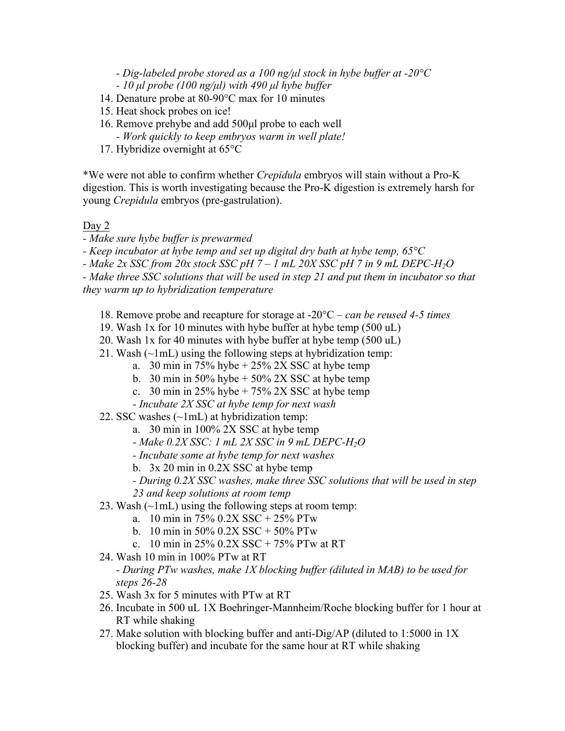- *Dig-labeled probe stored as a 100 ng/µl stock in hybe buffer at -20°C*
- *10 µl probe (100 ng/µl) with 490 µl hybe buffer*

14. Denature probe at 80-90°C max for 10 minutes
15. Heat shock probes on ice!
16. Remove prehybe and add 500µl probe to each well
    - *Work quickly to keep embryos warm in well plate!*
17. Hybridize overnight at 65°C

*We were not able to confirm whether *Crepidula* embryos will stain without a Pro-K digestion. This is worth investigating because the Pro-K digestion is extremely harsh for young *Crepidula* embryos (pre-gastrulation).

<u>Day 2</u>

- *Make sure hybe buffer is prewarmed*
- *Keep incubator at hybe temp and set up digital dry bath at hybe temp, 65°C*
- *Make 2x SSC from 20x stock SSC pH 7 – 1 mL 20X SSC pH 7 in 9 mL DEPC-$H_2O$*
- *Make three SSC solutions that will be used in step 21 and put them in incubator so that they warm up to hybridization temperature*

18. Remove probe and recapture for storage at -20°C – *can be reused 4-5 times*
19. Wash 1x for 10 minutes with hybe buffer at hybe temp (500 uL)
20. Wash 1x for 40 minutes with hybe buffer at hybe temp (500 uL)
21. Wash (~1mL) using the following steps at hybridization temp:
    a. 30 min in 75% hybe + 25% 2X SSC at hybe temp
    b. 30 min in 50% hybe + 50% 2X SSC at hybe temp
    c. 30 min in 25% hybe + 75% 2X SSC at hybe temp
    - *Incubate 2X SSC at hybe temp for next wash*
22. SSC washes (~1mL) at hybridization temp:
    a. 30 min in 100% 2X SSC at hybe temp
    - *Make 0.2X SSC: 1 mL 2X SSC in 9 mL DEPC-$H_2O$*
    - *Incubate some at hybe temp for next washes*
    b. 3x 20 min in 0.2X SSC at hybe temp
    - *During 0.2X SSC washes, make three SSC solutions that will be used in step 23 and keep solutions at room temp*
23. Wash (~1mL) using the following steps at room temp:
    a. 10 min in 75% 0.2X SSC + 25% PTw
    b. 10 min in 50% 0.2X SSC + 50% PTw
    c. 10 min in 25% 0.2X SSC + 75% PTw at RT
24. Wash 10 min in 100% PTw at RT
    - *During PTw washes, make 1X blocking buffer (diluted in MAB) to be used for steps 26-28*
25. Wash 3x for 5 minutes with PTw at RT
26. Incubate in 500 uL 1X Boehringer-Mannheim/Roche blocking buffer for 1 hour at RT while shaking
27. Make solution with blocking buffer and anti-Dig/AP (diluted to 1:5000 in 1X blocking buffer) and incubate for the same hour at RT while shaking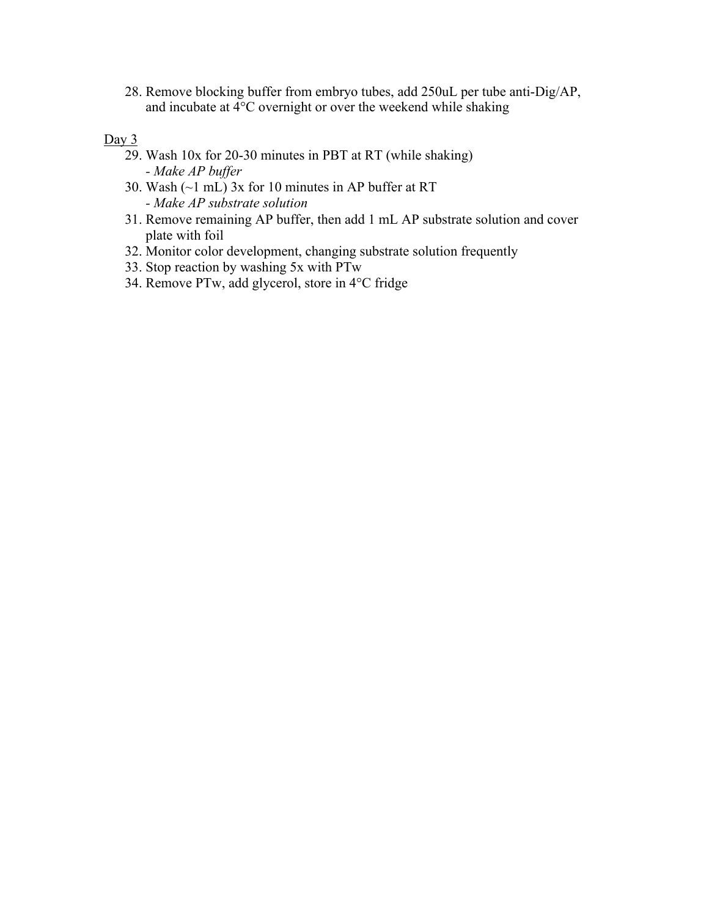28. Remove blocking buffer from embryo tubes, add 250uL per tube anti-Dig/AP, and incubate at 4°C overnight or over the weekend while shaking

<u>Day 3</u>

29. Wash 10x for 20-30 minutes in PBT at RT (while shaking)
    - *Make AP buffer*
30. Wash (~1 mL) 3x for 10 minutes in AP buffer at RT
    - *Make AP substrate solution*
31. Remove remaining AP buffer, then add 1 mL AP substrate solution and cover plate with foil
32. Monitor color development, changing substrate solution frequently
33. Stop reaction by washing 5x with PTw
34. Remove PTw, add glycerol, store in 4°C fridge